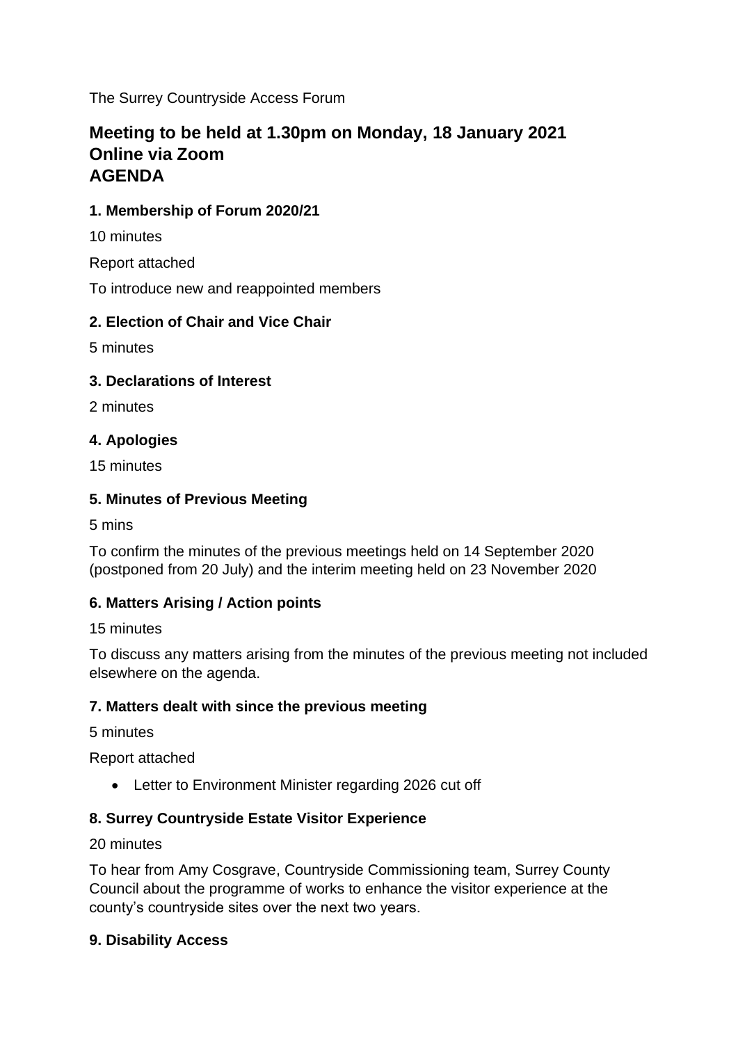The Surrey Countryside Access Forum

# Meeting to be held at 1.30pm on Monday, 18 January 2021
# Online via Zoom
# AGENDA

### 1. Membership of Forum 2020/21

10 minutes

Report attached

To introduce new and reappointed members

### 2. Election of Chair and Vice Chair

5 minutes

### 3. Declarations of Interest

2 minutes

### 4. Apologies

15 minutes

### 5. Minutes of Previous Meeting

5 mins

To confirm the minutes of the previous meetings held on 14 September 2020 (postponed from 20 July) and the interim meeting held on 23 November 2020

### 6. Matters Arising / Action points

15 minutes

To discuss any matters arising from the minutes of the previous meeting not included elsewhere on the agenda.

### 7. Matters dealt with since the previous meeting

5 minutes

Report attached

- Letter to Environment Minister regarding 2026 cut off

### 8. Surrey Countryside Estate Visitor Experience

20 minutes

To hear from Amy Cosgrave, Countryside Commissioning team, Surrey County Council about the programme of works to enhance the visitor experience at the county's countryside sites over the next two years.

### 9. Disability Access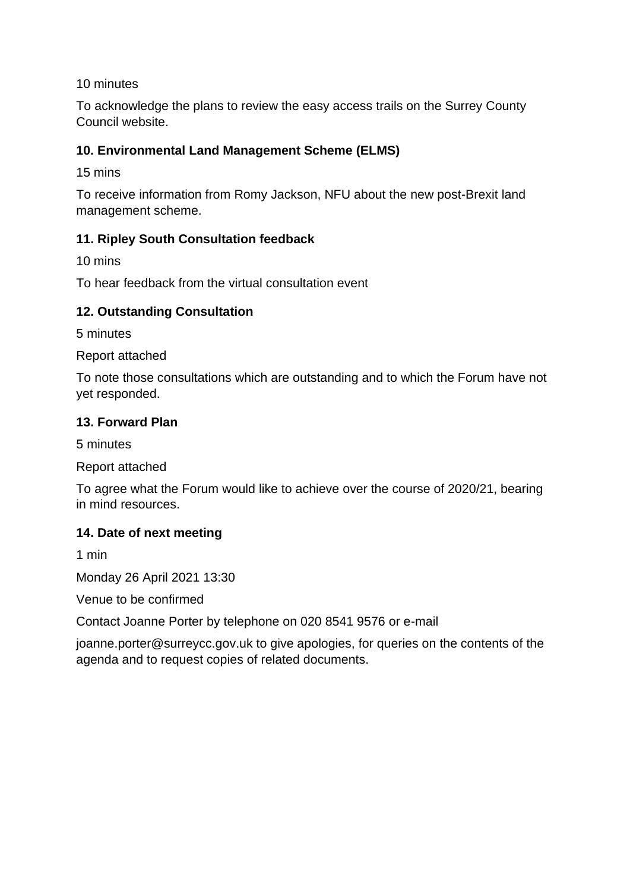10 minutes

To acknowledge the plans to review the easy access trails on the Surrey County Council website.

### 10. Environmental Land Management Scheme (ELMS)

15 mins

To receive information from Romy Jackson, NFU about the new post-Brexit land management scheme.

### 11. Ripley South Consultation feedback

10 mins

To hear feedback from the virtual consultation event

### 12. Outstanding Consultation

5 minutes

Report attached

To note those consultations which are outstanding and to which the Forum have not yet responded.

### 13. Forward Plan

5 minutes

Report attached

To agree what the Forum would like to achieve over the course of 2020/21, bearing in mind resources.

### 14. Date of next meeting

1 min

Monday 26 April 2021 13:30

Venue to be confirmed

Contact Joanne Porter by telephone on 020 8541 9576 or e-mail

joanne.porter@surreycc.gov.uk to give apologies, for queries on the contents of the agenda and to request copies of related documents.